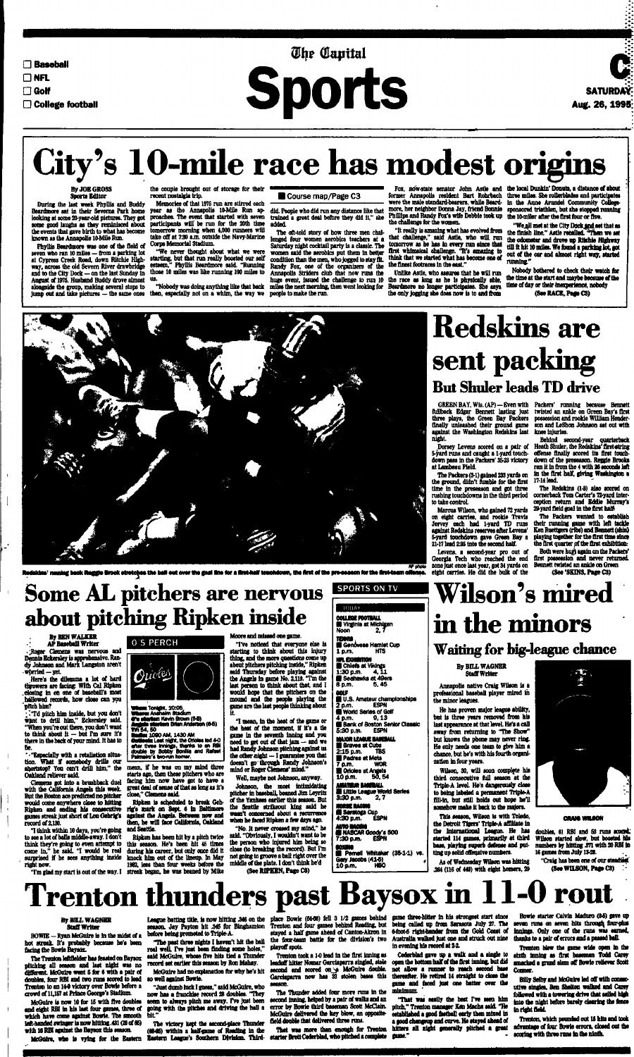☐ Baseball
☐ NFL
☐ Golf
☐ College football

The Capital

# Sports

C
SATURDAY
Aug. 26, 1995

# City's 10-mile race has modest origins

By JOE GROSS
Sports Editor

During the last week Phyllis and Buddy Beardmore sat in their Severna Park home looking at some 20-year-old pictures. They got some good laughs as they reminisced about the events that gave birth to what has become known as the Annapolis 10-Mile Run.

Phyllis Beardmore was one of the field of seven who ran 10 miles — from a parking lot at Cypress Creek Road, down Ritchie Highway, across the old Severn River drawbridge and to the City Dock — on the last Sunday in August of 1975. Husband Buddy drove almost alongside the group, making several stops to jump out and take pictures — the same ones the couple brought out of storage for their recent nostalgia trip.

Memories of that 1975 run are stirred each year as the Annapolis 10-Mile Run approaches. The event that started with seven participants will be run for the 20th time tomorrow morning when 4,000 runners will take off at 7:30 a.m. outside the Navy-Marine Corps Memorial Stadium.

"We never thought about what we were starting, but that run really boosted our self esteem," Phyllis Beardmore said. "Running those 10 miles was like running 100 miles to us.

"Nobody was doing anything like that back then, especially not on a whim, the way we did. People who did run any distance like that trained a great deal before they did it," she added.

■ Course map/Page C3

The oft-told story of how three men challenged four women aerobics teachers at a Saturday night cocktail party is a classic. The women said the aerobics put them in better condition than the men, who jogged to stay fit. Randy Fox, one of the organizers of the Annapolis Striders club that now runs the huge event, issued the challenge to run 10 miles the next morning, then went looking for people to make the run.

Fox, now state senator John Astle and former Annapolis resident Bart Rohrbach were the male standard-bearers, while Beardmore, her neighbor Donna Jay, friend Bonnie Phillips and Randy Fox's wife Debbie took up the challenge for the women.

"It really is amazing what has evolved from that challenge," said Astle, who will run tomorrow as he has in every run since that first whimsical challenge. "It's amazing to think that we started what has become one of the finest footraces in the east."

Unlike Astle, who assures that he will run the race as long as he is physically able, Beardmore no longer participates. She says the only jogging she does now is to and from the local Dunkin' Donuts, a distance of about three miles. She rollerblades and participates in the Anne Arundel Community College-sponsored triathlon, but she stopped running the 10-miler after the first four or five.

"We all met at the City Dock and set that as the finish line," Astle recalled. "Then we set the odometer and drove up Ritchie Highway till it hit 10 miles. We found a parking lot, got out of the car and almost right way, started running."

Nobody bothered to check their watch for the time at the start and maybe because of the time of day or their inexperience, nobody

(See RACE, Page C3)

Redskins' running back Reggie Brook stretches the ball out over the goal line for a first-half touchdown, the first of the pre-season for the first-team offense.

AP photo

# Redskins sent packing
## But Shuler leads TD drive

GREEN BAY, Wis. (AP) — Even with fullback Edgar Bennett lasting just three plays, the Green Bay Packers finally unleashed their ground game against the Washington Redskins last night.

Dorsey Levens scored on a pair of 5-yard runs and caught a 1-yard touchdown pass in the Packers' 35-23 victory at Lambeau Field.

The Packers (3-1) gained 233 yards on the ground, didn't fumble for the first time in the preseason and got three rushing touchdowns in the third period to take control.

Marcus Wilson, who gained 72 yards on eight carries, and rookie Travis Jervey each had 1-yard TD runs against Redskins reserves after Levens' 5-yard touchdown gave Green Bay a 21-17 lead 2:35 into the second half.

Levens, a second-year pro out of Georgia Tech who reached the end zone just once last year, got 34 yards on eight carries. He did the bulk of the Packers' running because Bennett twisted an ankle on Green Bay's first possession and rookie William Henderson and LeShon Johnson sat out with knee injuries.

Behind second-year quarterback Heath Shuler, the Redskins' first-string offense finally scored its first touchdown of the preseason. Reggie Brooks ran it in from the 4 with 26 seconds left in the first half, giving Washington a 17-14 lead.

The Redskins (1-3) also scored on cornerback Tom Carter's 72-yard interception return and Eddie Murray's 29-yard field goal in the first half.

The Packers wanted to establish their running game with left tackle Ken Ruettgers (tibia) and Bennett (shin) playing together for the first time since the first quarter of the first exhibition.

Both were hurt again on the Packers' first possession and never returned. Bennett twisted an ankle on Green

(See 'SKINS, Page C3)

# Some AL pitchers are nervous about pitching Ripken inside

By BEN WALKER
AP Baseball Writer

Roger Clemens was nervous and Dennis Eckersley is apprehensive. Randy Johnson and Mark Langston aren't worried — yet.

Here's the dilemma a lot of hard throwers are facing: With Cal Ripken closing in on one of baseball's most hallowed records, how close can you pitch him?

"I'd pitch him inside, but you don't want to drill him," Eckersley said. "When you're out there, you don't want to think about it — but I'm sure it's there in the back of your mind. It has to be.

"Especially with a retaliation situation. What if somebody drills our shortstop? You can't drill him," the Oakland reliever said.

Clemens got into a brushback duel with the California Angels this week. But the Boston ace predicted no pitcher would come anywhere close to hitting Ripken and ending his consecutive games streak just short of Lou Gehrig's record of 2,130.

"I think within 10 days, you're going to see a lot of balls middle-away. I don't think they're going to even attempt to come in," he said. "I would be real surprised if he sees anything inside right now.

"I'm glad my start is out of the way. I mean, if he was on my mind three starts ago, then these pitchers who are facing him now have got to have a great deal of sense of that as long as it's close," Clemens said.

**O S PERCH**

Orioles

Where: Tonight, 10:05
Where: Anaheim Stadium
O's starter: Kevin Brown (8-8)
Angels starter: Brian Anderson (6-5)
TV: 54, 50
Radio: 1090 AM, 1430 AM
Outlook: Last night, the Orioles led 4-0 after three innings, thanks to an RBI double by Bobby Bonilla and Rafael Palmeiro's two-run homer.

Ripken is scheduled to break Gehrig's mark on Sept. 6 in Baltimore against the Angels. Between now and then, he will face California, Oakland and Seattle.

Ripken has been hit by a pitch twice this season. He's been hit 45 times during his career, but only once did it knock him out of the lineup. In May 1982, less than four weeks before the streak began, he was beaned by Mike Moore and missed one game.

"I've noticed that everyone else is starting to think about this injury thing, and the more questions come up about pitchers pitching inside," Ripken said Thursday before playing against the Angels in game No. 2,119. "I'm the last person to think about that, and I would hope that the pitchers on the mound and the people playing the game are the last people thinking about it.

"I mean, in the heat of the game or the heat of the moment, if it's a tie game in the seventh inning and you need to get out of that jam — and we had Randy Johnson pitching against us the other night — I guarantee you that doesn't go through Randy Johnson's mind or Roger Clemens' mind."

Well, maybe not Johnson, anyway.

Johnson, the most intimidating pitcher in baseball, beaned Jim Leyritz of the Yankees earlier this season. But the Seattle strikeout king said he wasn't concerned about a recurrence when he faced Ripken a few days ago.

"No, it never crossed my mind," he said. "Obviously, I wouldn't want to be the person who injured him being so close (to breaking the record). But I'm not going to groove a ball right over the middle of the plate. I don't think he'd

(See RIPKEN, Page C3)

**SPORTS ON TV**

TODAY

COLLEGE FOOTBALL
■ Virginia at Michigan
Noon 2, 7

TENNIS
■ Genovese Hamlet Cup
1 p.m. HTS

NFL EXHIBITION
■ Chiefs at Vikings
1:30 p.m. 4, 11
■ Seahawks at 49ers
8 p.m. 5, 45

GOLF
■ U.S. Amateur championships
2 p.m. ESPN
■ World Series of Golf
4 p.m. 9, 13
■ Bank of Boston Senior Classic
5:30 p.m. ESPN

MAJOR LEAGUE BASEBALL
■ Braves at Cubs
2:15 p.m. TBS
■ Padres at Mets
7 p.m. WOR
■ Orioles at Angels
10 p.m. 50, 54

AMATEUR BASEBALL
■ Little League World Series
3:30 p.m. 2, 7

HORSE RACING
■ Saratoga Cup
4:30 p.m. ESPN

AUTO RACING
■ NASCAR Goody's 500
7:30 p.m. ESPN

BOXING
■ Pernell Whitaker (35-1-1) vs. Gary Jacobs (41-5)
10 p.m. HBO

# Wilson's mired in the minors
## Waiting for big-league chance

By BILL WAGNER
Staff Writer

Annapolis native Craig Wilson is a professional baseball player mired in the minor leagues.

He has proven major league ability, but is three years removed from his last appearance at that level. He's a call away from returning to "The Show" but knows the phone may never ring. He only needs one team to give him a chance, but he's with his fourth organization in four years.

Wilson, 30, will soon complete his third consecutive full season at the Triple-A level. He's dangerously close to being labeled a permanent Triple-A fill-in, but still holds out hope he'll somehow make it back to the majors.

This season, Wilson is with Toledo, the Detroit Tigers' Triple-A affiliate in the International League. He has started 114 games, primarily at third base, playing superb defense and putting up solid offensive numbers.

As of Wednesday Wilson was hitting .264 (116 of 440) with eight homers, 29 doubles, 61 RBI and 63 runs scored. Wilson started slow, but boosted his numbers by hitting .371 with 20 RBI in 16 games from July 13-28.

CRAIG WILSON

"Craig has been one of our steadiest

(See WILSON, Page C3)

# Trenton thunders past Baysox in 11-0 rout

By BILL WAGNER
Staff Writer

BOWIE — Ryan McGuire is in the midst of a hot streak. It's probably because he's been facing the Bowie Baysox.

The Trenton leftfielder has feasted on Baysox pitching all season and last night was no different. McGuire went 5 for 6 with a pair of doubles, four RBI and two runs scored to lead Trenton to an 11-0 victory over Bowie before a crowd of 11,137 at Prince George's Stadium.

McGuire is now 10 for 15 with five doubles and eight RBI in his last four games, three of which have come against Bowie. The smooth left-handed swinger is now hitting .431 (25 of 58) with 18 RBI against the Baysox this season.

McGuire, who is vying for the Eastern League batting title, is now hitting .346 on the season. Jay Payton hit .345 for Binghamton before being promoted to Triple-A.

"The past three nights I haven't hit the ball real well. I've just been finding some holes," said McGuire, whose five hits tied a Thunder record set earlier this season by Ron Mahay.

McGuire had no explanation for why he's hit so well against Bowie.

"Just dumb luck I guess," said McGuire, who now has a franchise record 28 doubles. "They seem to always pitch me away. I've just been going with the pitches and driving the ball a bit."

The victory kept the second-place Thunder (68-63) within a half-game of Reading in the Eastern League's Southern Division. Third-place Bowie (64-68) fell 3 1/2 games behind Trenton and four games behind Reading, but stayed a half game ahead of Canton-Akron in the four-team battle for the division's two playoff spots.

Trenton took a 1-0 lead in the first inning as leadoff hitter Nomar Garciaparra singled, stole second and scored on a McGuire double. Garciaparra now has 33 stolen bases this season.

The Thunder added four more runs in the second inning, helped by a pair of walks and an error by Bowie third baseman Scott McClain. McGuire delivered the key blow, an opposite-field double that delivered three runs.

That was more than enough for Trenton starter Brett Cederblad, who pitched a complete game three-hitter in his strongest start since being called up from Sarasota July 27. The 6-foot-5 right-hander from the Gold Coast of Australia walked just one and struck out nine in evening his record at 2-2.

Cederblad gave up a walk and a single to open the bottom half of the first inning, but did not allow a runner to reach second base thereafter. He retired 14 straight to close the game and faced just one batter over the minimum.

"That was easily the best I've seen him pitch," Trenton manager Ken Macha said. "He established a good fastball early then mixed in a good changeup and curve. He stayed ahead of hitters all night generally pitched a great game."

Bowie starter Calvin Maduro (0-5) gave up seven runs on seven hits through four-plus innings. Only one of the runs was earned, thanks to a pair of errors and a passed ball.

Trenton blew the game wide open in the sixth inning as first baseman Todd Carey smacked a grand slam off Bowie reliever Scott Conner.

Billy Selby and McGuire led off with consecutive singles, Ben Shelton walked and Carey followed with a towering drive that sailed high into the night before barely clearing the fence in right field.

Trenton, which pounded out 15 hits and took advantage of four Bowie errors, closed out the scoring with three runs in the ninth.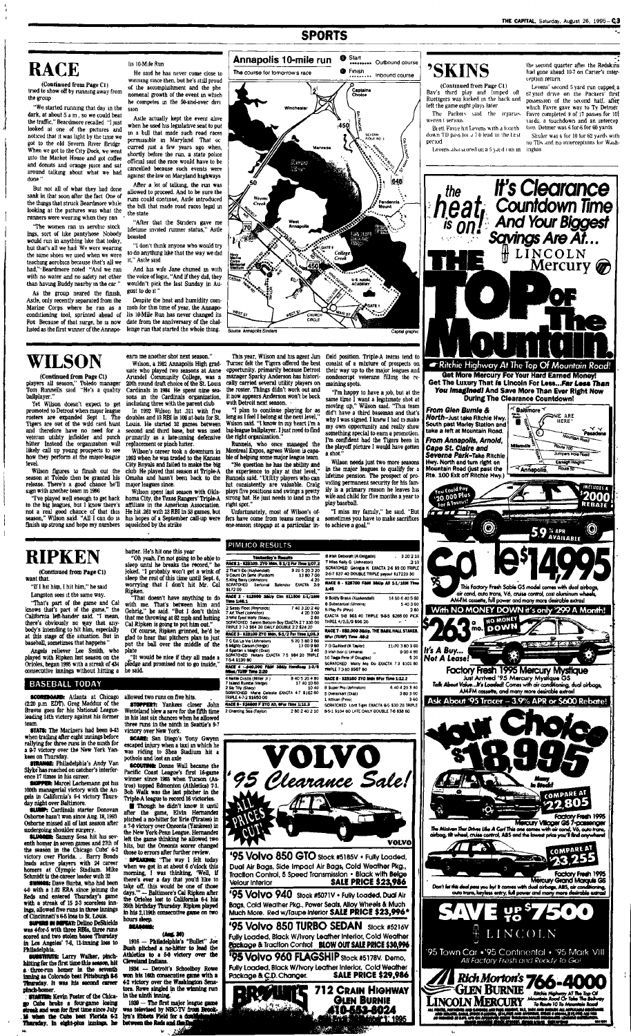# SPORTS

# RACE

**(Continued from Page C1)**
tried to show off by running away from the group.

"We started running that day in the dark, at about 5 a.m., so we could beat the traffic," Beardmore recalled. "I just looked at one of the pictures and noticed that it was light by the time we got to the old Severn River Bridge. When we got to the City Dock, we went into the Market House and got coffee and donuts and orange juice and sat around talking about what we had done."

But not all of what they had done sank in that soon after the fact. One of the things that struck Beardmore while looking at the pictures was what the runners were wearing when they ran.

"The women ran in aerobic stockings, sort of like pantyhose. Nobody would run in anything like that today, but that's all we had. We were wearing the same shoes we used when we were teaching aerobics because that's all we had," Beardmore noted. "And we ran with no water and no safety net other than having Buddy nearby in the car."

As the group neared the finish, Astle, only recently separated from the Marine Corps where he ran as a conditioning tool, sprinted ahead of Fox. Because of that surge, he is now listed as the first winner of the Annapolis 10-Mile Run.

He said he has never come close to winning since then, but he's still proud of the accomplishment and the phenomenal growth of the event in which he competes in the 50-and-over division.

Astle actually kept the event alive when he used his legislative seat to put in a bill that made such road races permissible in Maryland. That occurred just a few years ago when, shortly before the run, a state police official said the race would have to be cancelled because such events were against the law on Maryland highways.

After a lot of talking, the run was allowed to proceed. And to be sure the runs could continue, Astle introduced the bill that made road races legal in the state.

"After that the Sinders gave me lifetime invited runner status," Astle boasted.

"I don't think anyone who would try to do anything like that the way we did it," Astle said.

And his wife Jane chimed in with the voice of logic, "And if they did, they wouldn't pick the last Sunday in August to do it."

Despite the heat and humidity common for this time of year, the Annapolis 10-Mile Run has never changed its date from the anniversary of the challenge run that started the whole thing.

**Annapolis 10-mile run**

The course for tomorrow's race

Start — Outbound course
Finish — Inbound course

Captains Choice, Winchester, 450, Manresa, Severn River, Pendennis Mount, 648, Weems Creek, 50, West Annapolis, College Creek, Navy Marine Corps Memorial Stadium, GATE 8, U.S. NAVAL ACADEMY, GATE 1, 450, WEST ST, WEST ST, CHURCH CIRCLE, MAIN ST, CEDAR PARK RD, SEVERN RIVER BRIDGE, RIDGELY AVE

Source: Annapolis Striders — Capital graphic

# 'SKINS

**(Continued from Page C1)**
Bay's third play and limped off. Ruettgers was kicked in the back and left the game eight plays later.

The Packers said the injuries weren't serious.

Brett Favre hit Levens with a fourth-down TD pass for a 7-0 lead in the first period.

Levens also scored on a 5-yard run in the second quarter after the Redskins had gone ahead 10-7 on Carter's interception return.

Levens' second 5-yard run capped a 67-yard drive on the Packers' first possession of the second half, after which Favre gave way to Ty Detmer. Favre completed 9 of 17 passes for 101 yards, a touchdown and an interception. Detmer was 6-for-6 for 60 yards.

Shuler was 6 for 10 for 62 yards with no TDs and no interceptions for Washington.

# WILSON

**(Continued from Page C1)**
players all season," Toledo manager Tom Runnells said. "He's a quality ballplayer."

Yet Wilson doesn't expect to get promoted to Detroit when major league rosters are expanded Sept. 1. The Tigers are out of the wild card hunt and therefore have no need for a veteran utility infielder and pinch hitter. Instead the organization will likely call up young prospects to see how they perform at the major-league level.

Wilson figures to finish out the season at Toledo then be granted his release. There's a good chance he'll sign with another team in 1996.

"I've played well enough to get back to the big leagues, but I know there's not a real good chance of that this season," Wilson said. "All I can do is finish up strong and hope my numbers earn me another shot next season."

Wilson, a 1982 Annapolis High graduate who played two seasons at Anne Arundel Community College, was a 20th round draft choice of the St. Louis Cardinals in 1984. He spent nine seasons in the Cardinals organization, including three with the parent club.

In 1992 Wilson hit .311 with five doubles and 13 RBI in 106 at-bats for St. Louis. He started 32 games between second and third base, but was used primarily as a late-inning defensive replacement or pinch hitter.

Wilson's career took a downturn in 1993 when he was traded to the Kansas City Royals and failed to make the big club. He played that season at Triple-A Omaha and hasn't been back to the major leagues since.

Wilson spent last season with Oklahoma City, the Texas Rangers' Triple-A affiliate in the American Association. He hit .261 with 12 RBI in 53 games, but his hopes of a September call-up were squelched by the strike.

This year, Wilson and his agent Jim Turner felt the Tigers offered the best opportunity, primarily because Detroit manager Sparky Anderson has historically carried several utility players on the roster. Things didn't work out and it now appears Anderson won't be back with Detroit next season.

"I plan to continue playing for as long as I feel I belong at the next level," Wilson said. "I know in my heart I'm a big-league ballplayer. I just need to find the right organization."

Runnells, who once managed the Montreal Expos, agrees Wilson is capable of helping some major league team.

"No question he has the ability and the experience to play at that level," Runnells said. "Utility players who can hit consistently are valuable. Craig plays five positions and swings a pretty strong bat. He just needs to land in the right spot."

Unfortunately, most of Wilson's offers have come from teams needing a one-season stopgap at a particular infield position. Triple-A teams tend to consist of a mixture of prospects on their way up to the major leagues and nondescript veterans filling the remaining spots.

"I'm happy to have a job, but at the same time I want a legitimate shot at moving up," Wilson said. "This team didn't have a third baseman and that's why I was signed. I knew I had to make my own opportunity and really show something special to earn a promotion. I'm confident had the Tigers been in the playoff picture I would have gotten a shot."

Wilson needs just two more seasons in the major leagues to qualify for a lifetime pension. The prospect of providing permanent security for his family is a primary reason he leaves his wife and child for five months a year to play baseball.

"I miss my family," he said. "But sometimes you have to make sacrifices to achieve a goal."

# RIPKEN

**(Continued from Page C1)**
want that.

"If I hit him, I hit him," he said.

Langston sees it the same way.

"That's part of the game and Cal knows that's part of the game," the California left-hander said. "I mean, there's obviously no way that anybody's intending to hit him, especially at this stage of the situation. But in baseball, sometimes that happens."

Angels reliever Lee Smith, who played with Ripken last season on the Orioles, began 1995 with a streak of 434 consecutive innings without hitting a batter. He's hit one this year.

"Oh yeah, I'm not going to be able to sleep until he breaks the record," he joked. "I probably won't get a wink of sleep the rest of this time until Sept. 6, worrying that I don't hit Mr. Cal Ripken.

"That doesn't have anything to do with me. That's between him and Gehrig," he said. "But I don't think that me throwing at 92 mph and hitting Cal Ripken is going to put him out."

Of course, Ripken grinned, he'd be glad to hear that pitchers plan to just put the ball over the middle of the plate.

"It would be nice if they all made a pledge and promised not to go inside," he said.

## BASEBALL TODAY

**SCOREBOARD:** Atlanta at Chicago (2:20 p.m. EDT). Greg Maddux of the Braves goes for his National League-leading 14th victory against his former team.

**STATS:** The Mariners had been 0-43 when trailing after eight innings before rallying for three runs in the ninth for a 9-7 victory over the New York Yankees on Thursday.

**STRANGE:** Philadelphia's Andy Van Slyke has reached on catcher's interference 17 times in his career.

**SKIPPER:** Marcel Lachemann got his 100th managerial victory with the Angels in California's 6-4 victory Thursday night over Baltimore.

**SLUMP:** Cardinals starter Donovan Osborne hasn't won since Aug. 18, 1993. Osborne missed all of last season after undergoing shoulder surgery.

**SLUGGER:** Sammy Sosa hit his seventh homer in seven games and 27th of the season in the Chicago Cubs' 6-2 victory over Florida. ... Barry Bonds leads active players with 24 career homers at Olympic Stadium. Mike Schmidt is the career leader with 32.

**SWINGS:** Dave Burba, who had been 4-0 with a 1.02 ERA since joining the Reds and entered Thursday's game with a streak of 15 2-3 scoreless innings, allowed five runs in four innings of Cincinnati's 6-5 loss to St. Louis.

**SUPERB IN DEFEAT:** Delino DeShields was 4-for-5 with three RBIs, three runs scored and two stolen bases Thursday in Los Angeles' 7-6, 11-inning loss to Philadelphia.

**SUBSTITUTE:** Larry Walker, pinch-hitting for the first time this season, hit a three-run homer in the seventh inning as Colorado beat Pittsburgh 8-6 Thursday. It was his second career pinch-homer.

**STREAKS:** Kevin Foster of the Chicago Cubs broke a four-game losing streak and won for first time since July 16 when the Cubs beat Florida 6-2 Thursday. In eight-plus innings, he allowed two runs on five hits.

**STOPPERS:** Yankees closer John Wetteland blew a save for the fifth time in his last six chances when he allowed three runs in the ninth in Seattle's 9-7 victory over New York.

**SCARE:** San Diego's Tony Gwynn escaped injury when a taxi in which he was riding to Shea Stadium hit a pothole and lost an axle.

**SCOUTING:** Donne Wall became the Pacific Coast League's first 16-game winner since 1985 when Tucson (Astros) topped Edmonton (Athletics) 7-1. Bob Walk was the last pitcher in the Triple-A league to record 16 victories.

■ Though he didn't know it until after the game, Elvin Hernandez pitched a no-hitter for Erie (Pirates) in a 7-0 victory over Oneonta (Yankees) in the New York-Penn League. Hernandez left the game thinking he allowed two hits, but the Oneonta scorer changed those to errors after further review.

**SPEAKING:** "The way I felt today when we got in at about 6 o'clock this morning, I was thinking, 'Well, if there's ever a day that you'd like to take off, this would be one of those days.'" — Baltimore's Cal Ripken after the Orioles lost to California 6-4 his 35th birthday Thursday. Ripken played in his 2,119th consecutive game on two hours sleep.

**SEASONS:**

**(Aug. 26)**

1916 — Philadelphia's "Bullet" Joe Bush pitched a no-hitter to lead the Athletics to a 5-0 victory over the Cleveland Indians.

1934 — Detroit's Schoolboy Rowe won his 16th consecutive game with a 4-2 victory over the Washington Senators. Rowe singled in the winning run in the ninth inning.

1939 — The first major league game was televised by NBC-TV from Brooklyn's Ebbets Field for a doubleheader between the Reds and the Dodgers.

## PIMLICO RESULTS

**Yesterday's Results**

RACE 1 - $22100. 2YO Mdn. 5 1/2 Fur Time 1:07.2
2 That'll Do (Kuykendall) 9 20 5 20 3 20
9 Count On Gene (Purdom) 13 80 7 00
5 Alley Barry (Johnston) 4 20
SCRATCHED Sertonial Splendor. EXACTA 2-9 $172.00

RACE 2 - $12000 3&Up Clm. $11500 1-1/16M Time 1:46.1
2 Sassy Fleer (Reynolds) 7 40 3 20 2 40
7 All Thief (Johnston) 4 20 3 00
3 Wild Eyed Wally (Stacy) 2 80
SCRATCHED Salem Bottom Boy. EXACTA 2-7 $30.00 TRIPLE 2-7-3 $64.20 DAILY DOUBLE 2-2 $24.20

RACE 3 - $23100 2YO Mdn. 5 1/2 Fur Time 1:05.3
7 C Ell La Vie (Johnston) 5 20 3 80 2 80
5 Mighty Canon (Wingo) 13 00 9 80
4 Spartan's Magic (Stacy) 3 40
SCRATCHED Notary. EXACTA 7-5 $84.20 TRIPLE 7-5-4 $130.90

RACE 4 - $40,000 F&M 3&Up Handicap 1-3/8 Miles/TURF Time 2:20
4 Nellie Dustin (Miller Jr.) 8 40 5 20 4 80
7 Island Rumba (Wright) 17 40 10 60
2 Sly Tilly (Stacy) 10 40
SCRATCHED Marie Celeste. EXACTA 4-7 $162.80 TRIPLE 4-7-2 $1650.00

RACE 5 - $24600 F 2YO Alw. 6Fur Time 1:11.3
2 Charming Sea (Taylor) 2 80 2 40 2 10
8 Irish Deborah (A.Delgado) 3 20 2 10
7 Miss Kelly G (Johnston) 2 10
SCRATCHED Georgia K. EXACTA 2-8 $9.00 TRIPLE 2-8-7 $37.40 DOUBLE TRIPLE payout $17220.30

RACE 6 - $28700 F&M 3&Up Alw 1-1/16M Time 1:46
9 Boldly Brass (Kuykendall) 14 60 6 40 5 60
6 Substantial (Umana) 5 40 3 60
5 Play Po (Pino) 2 80
EXACTA 9-6 $61.40 TRIPLE 9-6-5 $266.00 PICK THREE 4/2,5/9 $96.20

RACE 7 - $50,000 3&Up, THE BASIL HALL STAKES, 6Fur (TURF) Time :58.2
7 D.Guilford (K.Taylor) 11 00 3 80 3 60
3 Irish Isor (J. Umana) 9 00 4 80
10 Tragg Price (F.Douglas) 5 20
SCRATCHED Marry Me Do. EXACTA 7-3 $101.80 TRIPLE 7-3-10 $507.80

RACE 8 - $23500 3YO Mdn 6Fur Time 1:12.2
8 Super Pro (Johnston) 6 40 4 20 3 40
5 Overstreet (Diaz) 3 80 3 00
1 African (Pino) 3 60
SCRATCHED Lord Tiger. EXACTA 8-5 $30.20 TRIPLE 8-5-1 $104.60 LATE DAILY DOUBLE 7-8 $38.60